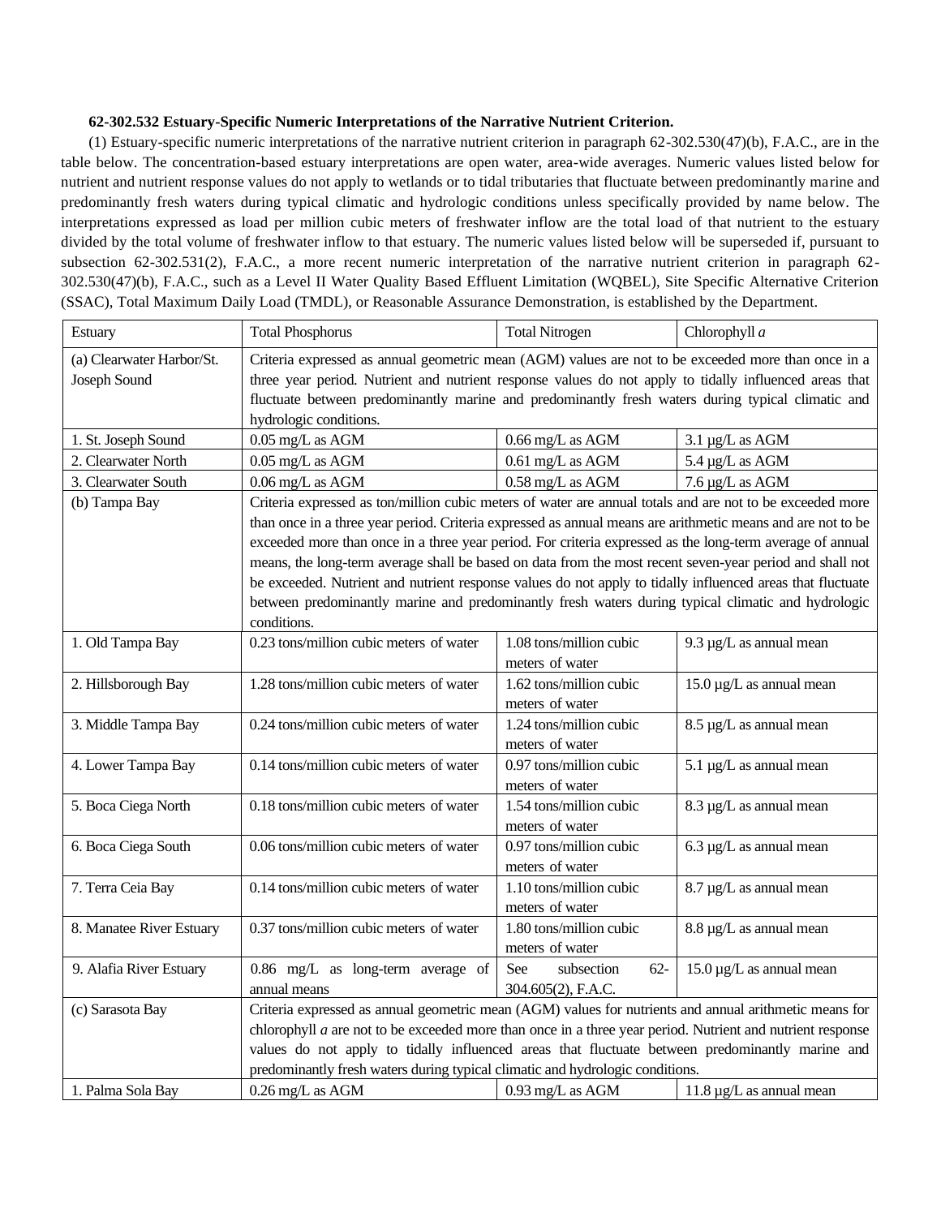**62-302.532 Estuary-Specific Numeric Interpretations of the Narrative Nutrient Criterion.**

(1) Estuary-specific numeric interpretations of the narrative nutrient criterion in paragraph 62-302.530(47)(b), F.A.C., are in the table below. The concentration-based estuary interpretations are open water, area-wide averages. Numeric values listed below for nutrient and nutrient response values do not apply to wetlands or to tidal tributaries that fluctuate between predominantly marine and predominantly fresh waters during typical climatic and hydrologic conditions unless specifically provided by name below. The interpretations expressed as load per million cubic meters of freshwater inflow are the total load of that nutrient to the estuary divided by the total volume of freshwater inflow to that estuary. The numeric values listed below will be superseded if, pursuant to subsection 62-302.531(2), F.A.C., a more recent numeric interpretation of the narrative nutrient criterion in paragraph 62-302.530(47)(b), F.A.C., such as a Level II Water Quality Based Effluent Limitation (WQBEL), Site Specific Alternative Criterion (SSAC), Total Maximum Daily Load (TMDL), or Reasonable Assurance Demonstration, is established by the Department.

| Estuary | Total Phosphorus | Total Nitrogen | Chlorophyll *a* |
|---|---|---|---|
| (a) Clearwater Harbor/St. Joseph Sound | Criteria expressed as annual geometric mean (AGM) values are not to be exceeded more than once in a three year period. Nutrient and nutrient response values do not apply to tidally influenced areas that fluctuate between predominantly marine and predominantly fresh waters during typical climatic and hydrologic conditions. | | |
| 1. St. Joseph Sound | 0.05 mg/L as AGM | 0.66 mg/L as AGM | 3.1 µg/L as AGM |
| 2. Clearwater North | 0.05 mg/L as AGM | 0.61 mg/L as AGM | 5.4 µg/L as AGM |
| 3. Clearwater South | 0.06 mg/L as AGM | 0.58 mg/L as AGM | 7.6 µg/L as AGM |
| (b) Tampa Bay | Criteria expressed as ton/million cubic meters of water are annual totals and are not to be exceeded more than once in a three year period. Criteria expressed as annual means are arithmetic means and are not to be exceeded more than once in a three year period. For criteria expressed as the long-term average of annual means, the long-term average shall be based on data from the most recent seven-year period and shall not be exceeded. Nutrient and nutrient response values do not apply to tidally influenced areas that fluctuate between predominantly marine and predominantly fresh waters during typical climatic and hydrologic conditions. | | |
| 1. Old Tampa Bay | 0.23 tons/million cubic meters of water | 1.08 tons/million cubic meters of water | 9.3 µg/L as annual mean |
| 2. Hillsborough Bay | 1.28 tons/million cubic meters of water | 1.62 tons/million cubic meters of water | 15.0 µg/L as annual mean |
| 3. Middle Tampa Bay | 0.24 tons/million cubic meters of water | 1.24 tons/million cubic meters of water | 8.5 µg/L as annual mean |
| 4. Lower Tampa Bay | 0.14 tons/million cubic meters of water | 0.97 tons/million cubic meters of water | 5.1 µg/L as annual mean |
| 5. Boca Ciega North | 0.18 tons/million cubic meters of water | 1.54 tons/million cubic meters of water | 8.3 µg/L as annual mean |
| 6. Boca Ciega South | 0.06 tons/million cubic meters of water | 0.97 tons/million cubic meters of water | 6.3 µg/L as annual mean |
| 7. Terra Ceia Bay | 0.14 tons/million cubic meters of water | 1.10 tons/million cubic meters of water | 8.7 µg/L as annual mean |
| 8. Manatee River Estuary | 0.37 tons/million cubic meters of water | 1.80 tons/million cubic meters of water | 8.8 µg/L as annual mean |
| 9. Alafia River Estuary | 0.86 mg/L as long-term average of annual means | See subsection 62-304.605(2), F.A.C. | 15.0 µg/L as annual mean |
| (c) Sarasota Bay | Criteria expressed as annual geometric mean (AGM) values for nutrients and annual arithmetic means for chlorophyll *a* are not to be exceeded more than once in a three year period. Nutrient and nutrient response values do not apply to tidally influenced areas that fluctuate between predominantly marine and predominantly fresh waters during typical climatic and hydrologic conditions. | | |
| 1. Palma Sola Bay | 0.26 mg/L as AGM | 0.93 mg/L as AGM | 11.8 µg/L as annual mean |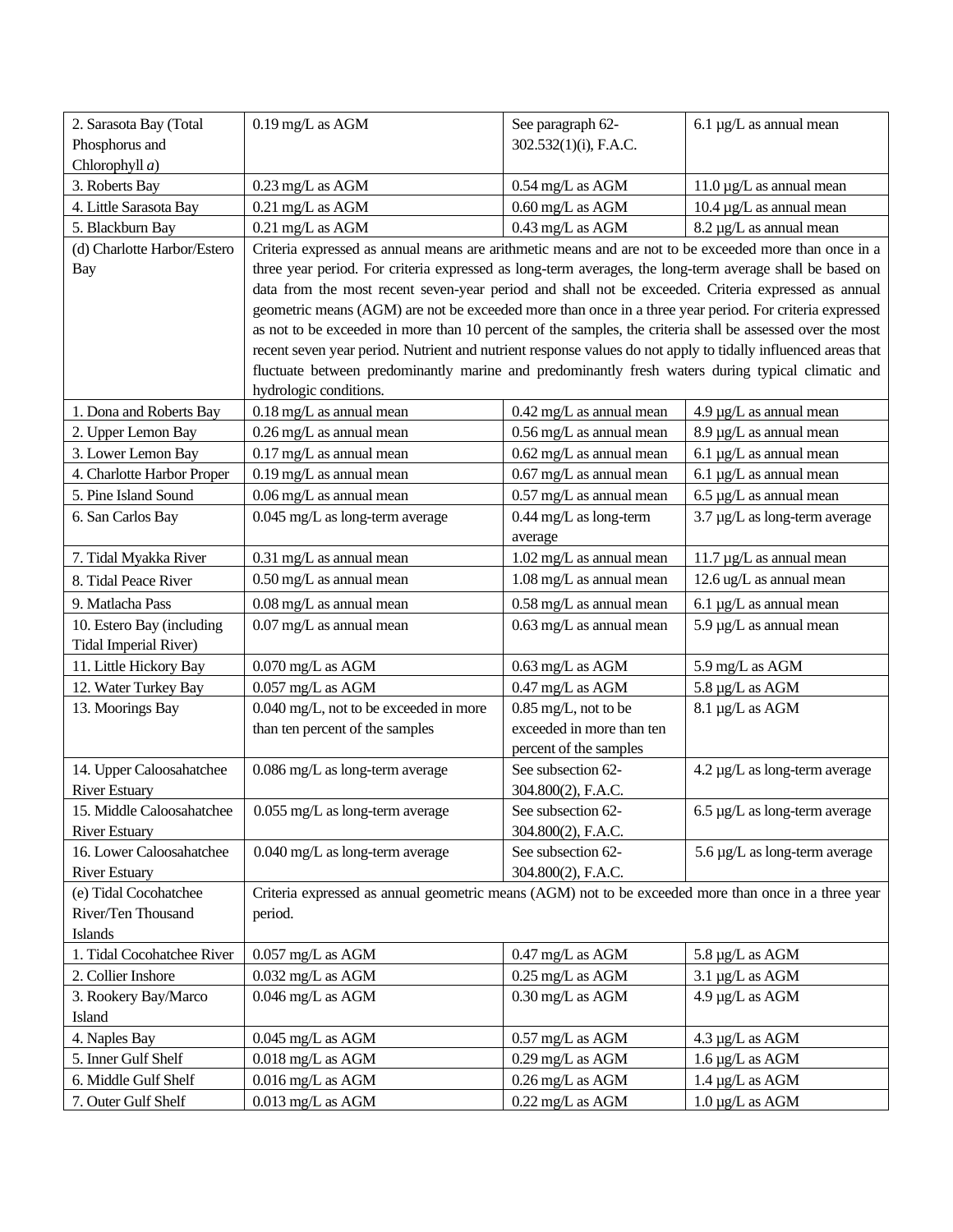| 2. Sarasota Bay (Total Phosphorus and Chlorophyll *a*) | 0.19 mg/L as AGM | See paragraph 62-302.532(1)(i), F.A.C. | 6.1 µg/L as annual mean |
|---|---|---|---|
| 3. Roberts Bay | 0.23 mg/L as AGM | 0.54 mg/L as AGM | 11.0 µg/L as annual mean |
| 4. Little Sarasota Bay | 0.21 mg/L as AGM | 0.60 mg/L as AGM | 10.4 µg/L as annual mean |
| 5. Blackburn Bay | 0.21 mg/L as AGM | 0.43 mg/L as AGM | 8.2 µg/L as annual mean |
| (d) Charlotte Harbor/Estero Bay | Criteria expressed as annual means are arithmetic means and are not to be exceeded more than once in a three year period. For criteria expressed as long-term averages, the long-term average shall be based on data from the most recent seven-year period and shall not be exceeded. Criteria expressed as annual geometric means (AGM) are not be exceeded more than once in a three year period. For criteria expressed as not to be exceeded in more than 10 percent of the samples, the criteria shall be assessed over the most recent seven year period. Nutrient and nutrient response values do not apply to tidally influenced areas that fluctuate between predominantly marine and predominantly fresh waters during typical climatic and hydrologic conditions. | | |
| 1. Dona and Roberts Bay | 0.18 mg/L as annual mean | 0.42 mg/L as annual mean | 4.9 µg/L as annual mean |
| 2. Upper Lemon Bay | 0.26 mg/L as annual mean | 0.56 mg/L as annual mean | 8.9 µg/L as annual mean |
| 3. Lower Lemon Bay | 0.17 mg/L as annual mean | 0.62 mg/L as annual mean | 6.1 µg/L as annual mean |
| 4. Charlotte Harbor Proper | 0.19 mg/L as annual mean | 0.67 mg/L as annual mean | 6.1 µg/L as annual mean |
| 5. Pine Island Sound | 0.06 mg/L as annual mean | 0.57 mg/L as annual mean | 6.5 µg/L as annual mean |
| 6. San Carlos Bay | 0.045 mg/L as long-term average | 0.44 mg/L as long-term average | 3.7 µg/L as long-term average |
| 7. Tidal Myakka River | 0.31 mg/L as annual mean | 1.02 mg/L as annual mean | 11.7 µg/L as annual mean |
| 8. Tidal Peace River | 0.50 mg/L as annual mean | 1.08 mg/L as annual mean | 12.6 ug/L as annual mean |
| 9. Matlacha Pass | 0.08 mg/L as annual mean | 0.58 mg/L as annual mean | 6.1 µg/L as annual mean |
| 10. Estero Bay (including Tidal Imperial River) | 0.07 mg/L as annual mean | 0.63 mg/L as annual mean | 5.9 µg/L as annual mean |
| 11. Little Hickory Bay | 0.070 mg/L as AGM | 0.63 mg/L as AGM | 5.9 mg/L as AGM |
| 12. Water Turkey Bay | 0.057 mg/L as AGM | 0.47 mg/L as AGM | 5.8 µg/L as AGM |
| 13. Moorings Bay | 0.040 mg/L, not to be exceeded in more than ten percent of the samples | 0.85 mg/L, not to be exceeded in more than ten percent of the samples | 8.1 µg/L as AGM |
| 14. Upper Caloosahatchee River Estuary | 0.086 mg/L as long-term average | See subsection 62-304.800(2), F.A.C. | 4.2 µg/L as long-term average |
| 15. Middle Caloosahatchee River Estuary | 0.055 mg/L as long-term average | See subsection 62-304.800(2), F.A.C. | 6.5 µg/L as long-term average |
| 16. Lower Caloosahatchee River Estuary | 0.040 mg/L as long-term average | See subsection 62-304.800(2), F.A.C. | 5.6 µg/L as long-term average |
| (e) Tidal Cocohatchee River/Ten Thousand Islands | Criteria expressed as annual geometric means (AGM) not to be exceeded more than once in a three year period. | | |
| 1. Tidal Cocohatchee River | 0.057 mg/L as AGM | 0.47 mg/L as AGM | 5.8 µg/L as AGM |
| 2. Collier Inshore | 0.032 mg/L as AGM | 0.25 mg/L as AGM | 3.1 µg/L as AGM |
| 3. Rookery Bay/Marco Island | 0.046 mg/L as AGM | 0.30 mg/L as AGM | 4.9 µg/L as AGM |
| 4. Naples Bay | 0.045 mg/L as AGM | 0.57 mg/L as AGM | 4.3 µg/L as AGM |
| 5. Inner Gulf Shelf | 0.018 mg/L as AGM | 0.29 mg/L as AGM | 1.6 µg/L as AGM |
| 6. Middle Gulf Shelf | 0.016 mg/L as AGM | 0.26 mg/L as AGM | 1.4 µg/L as AGM |
| 7. Outer Gulf Shelf | 0.013 mg/L as AGM | 0.22 mg/L as AGM | 1.0 µg/L as AGM |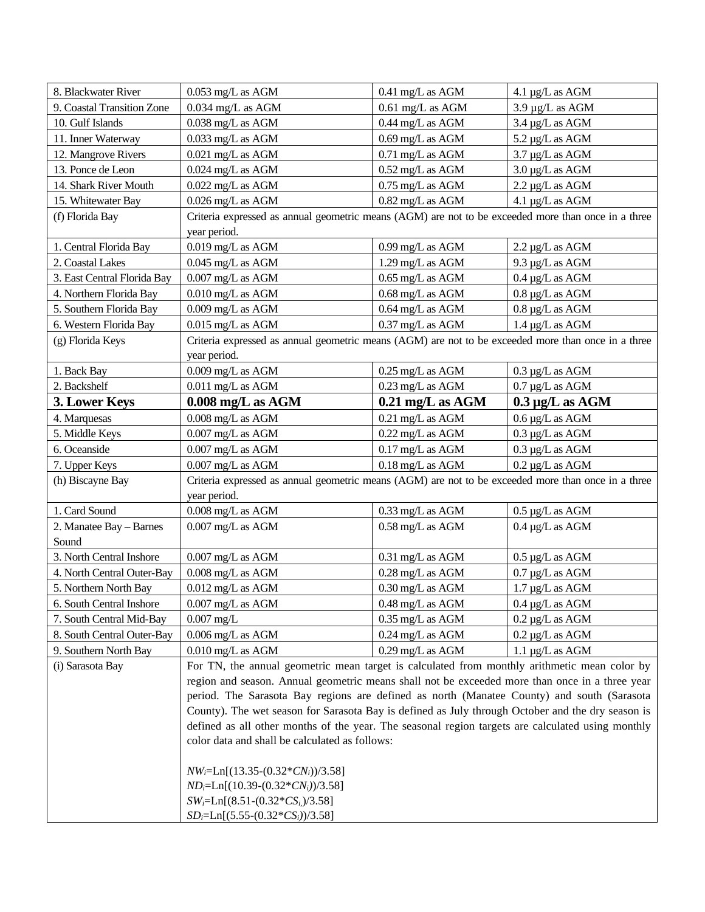| | | | |
|---|---|---|---|
| 8. Blackwater River | 0.053 mg/L as AGM | 0.41 mg/L as AGM | 4.1 µg/L as AGM |
| 9. Coastal Transition Zone | 0.034 mg/L as AGM | 0.61 mg/L as AGM | 3.9 µg/L as AGM |
| 10. Gulf Islands | 0.038 mg/L as AGM | 0.44 mg/L as AGM | 3.4 µg/L as AGM |
| 11. Inner Waterway | 0.033 mg/L as AGM | 0.69 mg/L as AGM | 5.2 µg/L as AGM |
| 12. Mangrove Rivers | 0.021 mg/L as AGM | 0.71 mg/L as AGM | 3.7 µg/L as AGM |
| 13. Ponce de Leon | 0.024 mg/L as AGM | 0.52 mg/L as AGM | 3.0 µg/L as AGM |
| 14. Shark River Mouth | 0.022 mg/L as AGM | 0.75 mg/L as AGM | 2.2 µg/L as AGM |
| 15. Whitewater Bay | 0.026 mg/L as AGM | 0.82 mg/L as AGM | 4.1 µg/L as AGM |
| (f) Florida Bay | Criteria expressed as annual geometric means (AGM) are not to be exceeded more than once in a three year period. | | |
| 1. Central Florida Bay | 0.019 mg/L as AGM | 0.99 mg/L as AGM | 2.2 µg/L as AGM |
| 2. Coastal Lakes | 0.045 mg/L as AGM | 1.29 mg/L as AGM | 9.3 µg/L as AGM |
| 3. East Central Florida Bay | 0.007 mg/L as AGM | 0.65 mg/L as AGM | 0.4 µg/L as AGM |
| 4. Northern Florida Bay | 0.010 mg/L as AGM | 0.68 mg/L as AGM | 0.8 µg/L as AGM |
| 5. Southern Florida Bay | 0.009 mg/L as AGM | 0.64 mg/L as AGM | 0.8 µg/L as AGM |
| 6. Western Florida Bay | 0.015 mg/L as AGM | 0.37 mg/L as AGM | 1.4 µg/L as AGM |
| (g) Florida Keys | Criteria expressed as annual geometric means (AGM) are not to be exceeded more than once in a three year period. | | |
| 1. Back Bay | 0.009 mg/L as AGM | 0.25 mg/L as AGM | 0.3 µg/L as AGM |
| 2. Backshelf | 0.011 mg/L as AGM | 0.23 mg/L as AGM | 0.7 µg/L as AGM |
| **3. Lower Keys** | **0.008 mg/L as AGM** | **0.21 mg/L as AGM** | **0.3 µg/L as AGM** |
| 4. Marquesas | 0.008 mg/L as AGM | 0.21 mg/L as AGM | 0.6 µg/L as AGM |
| 5. Middle Keys | 0.007 mg/L as AGM | 0.22 mg/L as AGM | 0.3 µg/L as AGM |
| 6. Oceanside | 0.007 mg/L as AGM | 0.17 mg/L as AGM | 0.3 µg/L as AGM |
| 7. Upper Keys | 0.007 mg/L as AGM | 0.18 mg/L as AGM | 0.2 µg/L as AGM |
| (h) Biscayne Bay | Criteria expressed as annual geometric means (AGM) are not to be exceeded more than once in a three year period. | | |
| 1. Card Sound | 0.008 mg/L as AGM | 0.33 mg/L as AGM | 0.5 µg/L as AGM |
| 2. Manatee Bay – Barnes Sound | 0.007 mg/L as AGM | 0.58 mg/L as AGM | 0.4 µg/L as AGM |
| 3. North Central Inshore | 0.007 mg/L as AGM | 0.31 mg/L as AGM | 0.5 µg/L as AGM |
| 4. North Central Outer-Bay | 0.008 mg/L as AGM | 0.28 mg/L as AGM | 0.7 µg/L as AGM |
| 5. Northern North Bay | 0.012 mg/L as AGM | 0.30 mg/L as AGM | 1.7 µg/L as AGM |
| 6. South Central Inshore | 0.007 mg/L as AGM | 0.48 mg/L as AGM | 0.4 µg/L as AGM |
| 7. South Central Mid-Bay | 0.007 mg/L | 0.35 mg/L as AGM | 0.2 µg/L as AGM |
| 8. South Central Outer-Bay | 0.006 mg/L as AGM | 0.24 mg/L as AGM | 0.2 µg/L as AGM |
| 9. Southern North Bay | 0.010 mg/L as AGM | 0.29 mg/L as AGM | 1.1 µg/L as AGM |
| (i) Sarasota Bay | For TN, the annual geometric mean target is calculated from monthly arithmetic mean color by region and season. Annual geometric means shall not be exceeded more than once in a three year period. The Sarasota Bay regions are defined as north (Manatee County) and south (Sarasota County). The wet season for Sarasota Bay is defined as July through October and the dry season is defined as all other months of the year. The seasonal region targets are calculated using monthly color data and shall be calculated as follows: $NW_i$=Ln[(13.35-(0.32\*$CN_i$))/3.58] $ND_i$=Ln[(10.39-(0.32\*$CN_i$))/3.58] $SW_i$=Ln[(8.51-(0.32\*$CS_i$)/3.58] $SD_i$=Ln[(5.55-(0.32\*$CS_i$))/3.58] | | |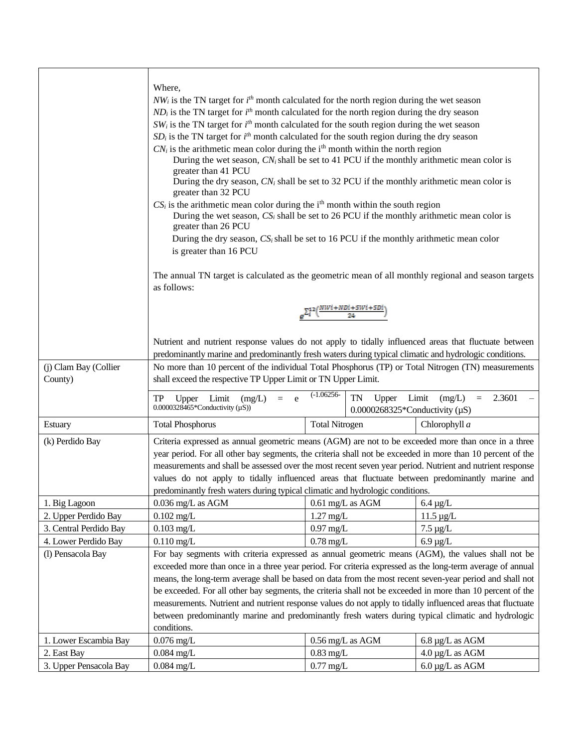| | | | |
|---|---|---|---|
| | Where,<br>$NW_i$ is the TN target for $i^{th}$ month calculated for the north region during the wet season<br>$ND_i$ is the TN target for $i^{th}$ month calculated for the north region during the dry season<br>$SW_i$ is the TN target for $i^{th}$ month calculated for the south region during the wet season<br>$SD_i$ is the TN target for $i^{th}$ month calculated for the south region during the dry season<br>$CN_i$ is the arithmetic mean color during the $i^{th}$ month within the north region<br>During the wet season, $CN_i$ shall be set to 41 PCU if the monthly arithmetic mean color is greater than 41 PCU<br>During the dry season, $CN_i$ shall be set to 32 PCU if the monthly arithmetic mean color is greater than 32 PCU<br>$CS_i$ is the arithmetic mean color during the $i^{th}$ month within the south region<br>During the wet season, $CS_i$ shall be set to 26 PCU if the monthly arithmetic mean color is greater than 26 PCU<br>During the dry season, $CS_i$ shall be set to 16 PCU if the monthly arithmetic mean color is greater than 16 PCU<br><br>The annual TN target is calculated as the geometric mean of all monthly regional and season targets as follows:<br><br>$e^{\sum_{1}^{12}\left(\frac{NWi+NDi+SWi+SDi}{24}\right)}$<br><br>Nutrient and nutrient response values do not apply to tidally influenced areas that fluctuate between predominantly marine and predominantly fresh waters during typical climatic and hydrologic conditions. | | |
| (j) Clam Bay (Collier County) | No more than 10 percent of the individual Total Phosphorus (TP) or Total Nitrogen (TN) measurements shall exceed the respective TP Upper Limit or TN Upper Limit. | | |
| | TP Upper Limit (mg/L) = $e^{(-1.06256-0.0000328465*Conductivity\ (\mu S))}$ | TN Upper Limit (mg/L) = 2.3601 – 0.0000268325*Conductivity (µS) | |
| Estuary | Total Phosphorus | Total Nitrogen | Chlorophyll *a* |
| (k) Perdido Bay | Criteria expressed as annual geometric means (AGM) are not to be exceeded more than once in a three year period. For all other bay segments, the criteria shall not be exceeded in more than 10 percent of the measurements and shall be assessed over the most recent seven year period. Nutrient and nutrient response values do not apply to tidally influenced areas that fluctuate between predominantly marine and predominantly fresh waters during typical climatic and hydrologic conditions. | | |
| 1. Big Lagoon | 0.036 mg/L as AGM | 0.61 mg/L as AGM | 6.4 µg/L |
| 2. Upper Perdido Bay | 0.102 mg/L | 1.27 mg/L | 11.5 µg/L |
| 3. Central Perdido Bay | 0.103 mg/L | 0.97 mg/L | 7.5 µg/L |
| 4. Lower Perdido Bay | 0.110 mg/L | 0.78 mg/L | 6.9 µg/L |
| (l) Pensacola Bay | For bay segments with criteria expressed as annual geometric means (AGM), the values shall not be exceeded more than once in a three year period. For criteria expressed as the long-term average of annual means, the long-term average shall be based on data from the most recent seven-year period and shall not be exceeded. For all other bay segments, the criteria shall not be exceeded in more than 10 percent of the measurements. Nutrient and nutrient response values do not apply to tidally influenced areas that fluctuate between predominantly marine and predominantly fresh waters during typical climatic and hydrologic conditions. | | |
| 1. Lower Escambia Bay | 0.076 mg/L | 0.56 mg/L as AGM | 6.8 µg/L as AGM |
| 2. East Bay | 0.084 mg/L | 0.83 mg/L | 4.0 µg/L as AGM |
| 3. Upper Pensacola Bay | 0.084 mg/L | 0.77 mg/L | 6.0 µg/L as AGM |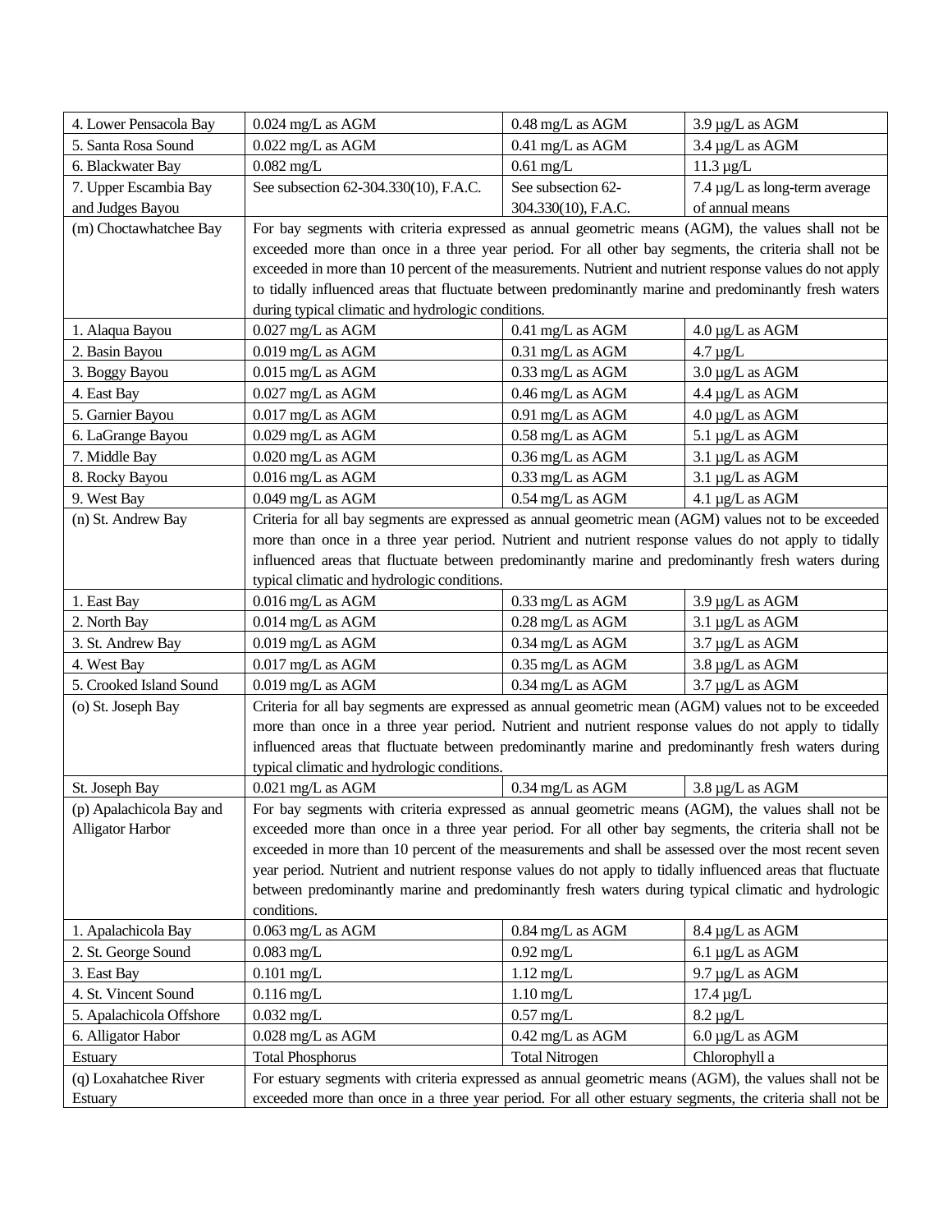| | | | |
|---|---|---|---|
| 4. Lower Pensacola Bay | 0.024 mg/L as AGM | 0.48 mg/L as AGM | 3.9 µg/L as AGM |
| 5. Santa Rosa Sound | 0.022 mg/L as AGM | 0.41 mg/L as AGM | 3.4 µg/L as AGM |
| 6. Blackwater Bay | 0.082 mg/L | 0.61 mg/L | 11.3 µg/L |
| 7. Upper Escambia Bay and Judges Bayou | See subsection 62-304.330(10), F.A.C. | See subsection 62-304.330(10), F.A.C. | 7.4 µg/L as long-term average of annual means |
| (m) Choctawhatchee Bay | For bay segments with criteria expressed as annual geometric means (AGM), the values shall not be exceeded more than once in a three year period. For all other bay segments, the criteria shall not be exceeded in more than 10 percent of the measurements. Nutrient and nutrient response values do not apply to tidally influenced areas that fluctuate between predominantly marine and predominantly fresh waters during typical climatic and hydrologic conditions. | | |
| 1. Alaqua Bayou | 0.027 mg/L as AGM | 0.41 mg/L as AGM | 4.0 µg/L as AGM |
| 2. Basin Bayou | 0.019 mg/L as AGM | 0.31 mg/L as AGM | 4.7 µg/L |
| 3. Boggy Bayou | 0.015 mg/L as AGM | 0.33 mg/L as AGM | 3.0 µg/L as AGM |
| 4. East Bay | 0.027 mg/L as AGM | 0.46 mg/L as AGM | 4.4 µg/L as AGM |
| 5. Garnier Bayou | 0.017 mg/L as AGM | 0.91 mg/L as AGM | 4.0 µg/L as AGM |
| 6. LaGrange Bayou | 0.029 mg/L as AGM | 0.58 mg/L as AGM | 5.1 µg/L as AGM |
| 7. Middle Bay | 0.020 mg/L as AGM | 0.36 mg/L as AGM | 3.1 µg/L as AGM |
| 8. Rocky Bayou | 0.016 mg/L as AGM | 0.33 mg/L as AGM | 3.1 µg/L as AGM |
| 9. West Bay | 0.049 mg/L as AGM | 0.54 mg/L as AGM | 4.1 µg/L as AGM |
| (n) St. Andrew Bay | Criteria for all bay segments are expressed as annual geometric mean (AGM) values not to be exceeded more than once in a three year period. Nutrient and nutrient response values do not apply to tidally influenced areas that fluctuate between predominantly marine and predominantly fresh waters during typical climatic and hydrologic conditions. | | |
| 1. East Bay | 0.016 mg/L as AGM | 0.33 mg/L as AGM | 3.9 µg/L as AGM |
| 2. North Bay | 0.014 mg/L as AGM | 0.28 mg/L as AGM | 3.1 µg/L as AGM |
| 3. St. Andrew Bay | 0.019 mg/L as AGM | 0.34 mg/L as AGM | 3.7 µg/L as AGM |
| 4. West Bay | 0.017 mg/L as AGM | 0.35 mg/L as AGM | 3.8 µg/L as AGM |
| 5. Crooked Island Sound | 0.019 mg/L as AGM | 0.34 mg/L as AGM | 3.7 µg/L as AGM |
| (o) St. Joseph Bay | Criteria for all bay segments are expressed as annual geometric mean (AGM) values not to be exceeded more than once in a three year period. Nutrient and nutrient response values do not apply to tidally influenced areas that fluctuate between predominantly marine and predominantly fresh waters during typical climatic and hydrologic conditions. | | |
| St. Joseph Bay | 0.021 mg/L as AGM | 0.34 mg/L as AGM | 3.8 µg/L as AGM |
| (p) Apalachicola Bay and Alligator Harbor | For bay segments with criteria expressed as annual geometric means (AGM), the values shall not be exceeded more than once in a three year period. For all other bay segments, the criteria shall not be exceeded in more than 10 percent of the measurements and shall be assessed over the most recent seven year period. Nutrient and nutrient response values do not apply to tidally influenced areas that fluctuate between predominantly marine and predominantly fresh waters during typical climatic and hydrologic conditions. | | |
| 1. Apalachicola Bay | 0.063 mg/L as AGM | 0.84 mg/L as AGM | 8.4 µg/L as AGM |
| 2. St. George Sound | 0.083 mg/L | 0.92 mg/L | 6.1 µg/L as AGM |
| 3. East Bay | 0.101 mg/L | 1.12 mg/L | 9.7 µg/L as AGM |
| 4. St. Vincent Sound | 0.116 mg/L | 1.10 mg/L | 17.4 µg/L |
| 5. Apalachicola Offshore | 0.032 mg/L | 0.57 mg/L | 8.2 µg/L |
| 6. Alligator Habor | 0.028 mg/L as AGM | 0.42 mg/L as AGM | 6.0 µg/L as AGM |
| Estuary | Total Phosphorus | Total Nitrogen | Chlorophyll a |
| (q) Loxahatchee River Estuary | For estuary segments with criteria expressed as annual geometric means (AGM), the values shall not be exceeded more than once in a three year period. For all other estuary segments, the criteria shall not be | | |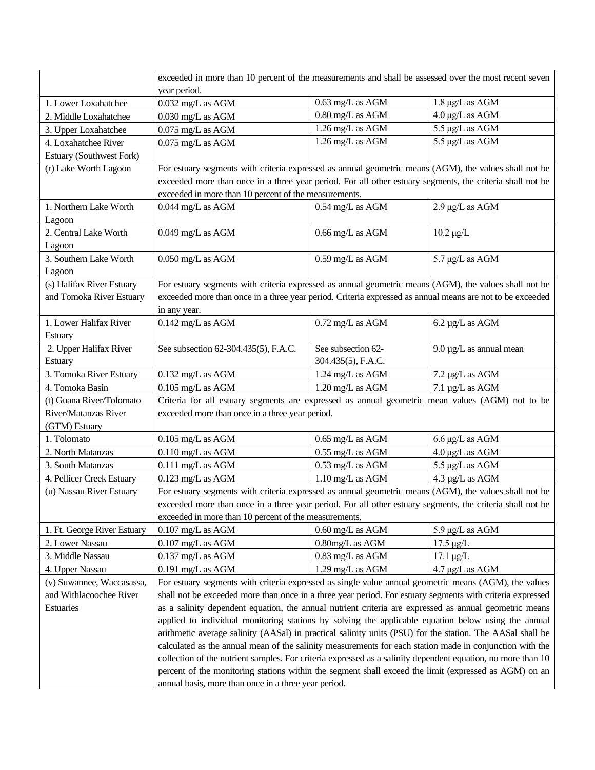| | | | |
|---|---|---|---|
| | exceeded in more than 10 percent of the measurements and shall be assessed over the most recent seven year period. | | |
| 1. Lower Loxahatchee | 0.032 mg/L as AGM | 0.63 mg/L as AGM | 1.8 μg/L as AGM |
| 2. Middle Loxahatchee | 0.030 mg/L as AGM | 0.80 mg/L as AGM | 4.0 μg/L as AGM |
| 3. Upper Loxahatchee | 0.075 mg/L as AGM | 1.26 mg/L as AGM | 5.5 μg/L as AGM |
| 4. Loxahatchee River Estuary (Southwest Fork) | 0.075 mg/L as AGM | 1.26 mg/L as AGM | 5.5 μg/L as AGM |
| (r) Lake Worth Lagoon | For estuary segments with criteria expressed as annual geometric means (AGM), the values shall not be exceeded more than once in a three year period. For all other estuary segments, the criteria shall not be exceeded in more than 10 percent of the measurements. | | |
| 1. Northern Lake Worth Lagoon | 0.044 mg/L as AGM | 0.54 mg/L as AGM | 2.9 μg/L as AGM |
| 2. Central Lake Worth Lagoon | 0.049 mg/L as AGM | 0.66 mg/L as AGM | 10.2 μg/L |
| 3. Southern Lake Worth Lagoon | 0.050 mg/L as AGM | 0.59 mg/L as AGM | 5.7 μg/L as AGM |
| (s) Halifax River Estuary and Tomoka River Estuary | For estuary segments with criteria expressed as annual geometric means (AGM), the values shall not be exceeded more than once in a three year period. Criteria expressed as annual means are not to be exceeded in any year. | | |
| 1. Lower Halifax River Estuary | 0.142 mg/L as AGM | 0.72 mg/L as AGM | 6.2 μg/L as AGM |
| 2. Upper Halifax River Estuary | See subsection 62-304.435(5), F.A.C. | See subsection 62-304.435(5), F.A.C. | 9.0 μg/L as annual mean |
| 3. Tomoka River Estuary | 0.132 mg/L as AGM | 1.24 mg/L as AGM | 7.2 μg/L as AGM |
| 4. Tomoka Basin | 0.105 mg/L as AGM | 1.20 mg/L as AGM | 7.1 μg/L as AGM |
| (t) Guana River/Tolomato River/Matanzas River (GTM) Estuary | Criteria for all estuary segments are expressed as annual geometric mean values (AGM) not to be exceeded more than once in a three year period. | | |
| 1. Tolomato | 0.105 mg/L as AGM | 0.65 mg/L as AGM | 6.6 μg/L as AGM |
| 2. North Matanzas | 0.110 mg/L as AGM | 0.55 mg/L as AGM | 4.0 μg/L as AGM |
| 3. South Matanzas | 0.111 mg/L as AGM | 0.53 mg/L as AGM | 5.5 μg/L as AGM |
| 4. Pellicer Creek Estuary | 0.123 mg/L as AGM | 1.10 mg/L as AGM | 4.3 μg/L as AGM |
| (u) Nassau River Estuary | For estuary segments with criteria expressed as annual geometric means (AGM), the values shall not be exceeded more than once in a three year period. For all other estuary segments, the criteria shall not be exceeded in more than 10 percent of the measurements. | | |
| 1. Ft. George River Estuary | 0.107 mg/L as AGM | 0.60 mg/L as AGM | 5.9 μg/L as AGM |
| 2. Lower Nassau | 0.107 mg/L as AGM | 0.80mg/L as AGM | 17.5 μg/L |
| 3. Middle Nassau | 0.137 mg/L as AGM | 0.83 mg/L as AGM | 17.1 μg/L |
| 4. Upper Nassau | 0.191 mg/L as AGM | 1.29 mg/L as AGM | 4.7 μg/L as AGM |
| (v) Suwannee, Waccasassa, and Withlacoochee River Estuaries | For estuary segments with criteria expressed as single value annual geometric means (AGM), the values shall not be exceeded more than once in a three year period. For estuary segments with criteria expressed as a salinity dependent equation, the annual nutrient criteria are expressed as annual geometric means applied to individual monitoring stations by solving the applicable equation below using the annual arithmetic average salinity (AASal) in practical salinity units (PSU) for the station. The AASal shall be calculated as the annual mean of the salinity measurements for each station made in conjunction with the collection of the nutrient samples. For criteria expressed as a salinity dependent equation, no more than 10 percent of the monitoring stations within the segment shall exceed the limit (expressed as AGM) on an annual basis, more than once in a three year period. | | |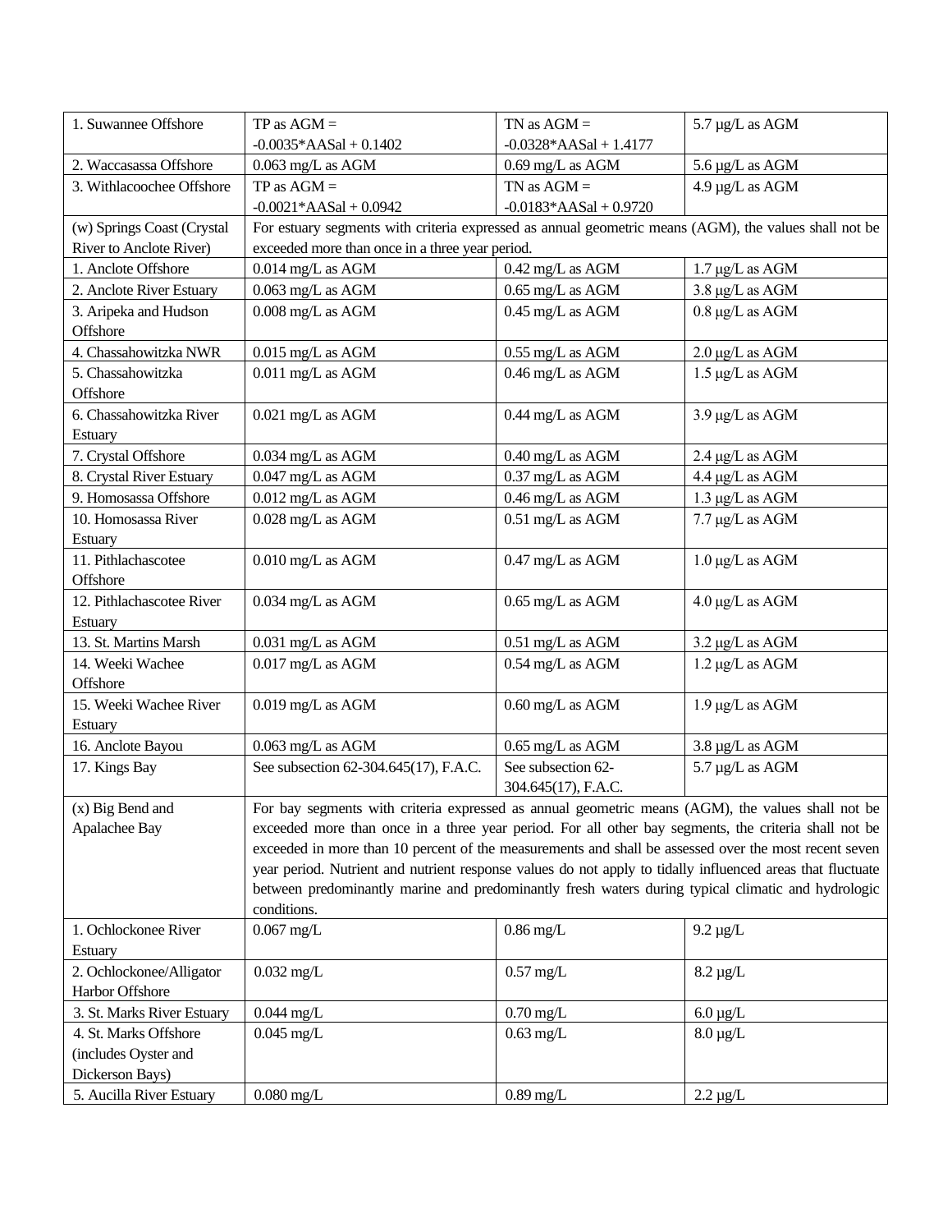| | | | |
|---|---|---|---|
| 1. Suwannee Offshore | TP as AGM = -0.0035*AASal + 0.1402 | TN as AGM = -0.0328*AASal + 1.4177 | 5.7 µg/L as AGM |
| 2. Waccasassa Offshore | 0.063 mg/L as AGM | 0.69 mg/L as AGM | 5.6 µg/L as AGM |
| 3. Withlacoochee Offshore | TP as AGM = -0.0021*AASal + 0.0942 | TN as AGM = -0.0183*AASal + 0.9720 | 4.9 µg/L as AGM |
| (w) Springs Coast (Crystal River to Anclote River) | For estuary segments with criteria expressed as annual geometric means (AGM), the values shall not be exceeded more than once in a three year period. | | |
| 1. Anclote Offshore | 0.014 mg/L as AGM | 0.42 mg/L as AGM | 1.7 µg/L as AGM |
| 2. Anclote River Estuary | 0.063 mg/L as AGM | 0.65 mg/L as AGM | 3.8 µg/L as AGM |
| 3. Aripeka and Hudson Offshore | 0.008 mg/L as AGM | 0.45 mg/L as AGM | 0.8 µg/L as AGM |
| 4. Chassahowitzka NWR | 0.015 mg/L as AGM | 0.55 mg/L as AGM | 2.0 µg/L as AGM |
| 5. Chassahowitzka Offshore | 0.011 mg/L as AGM | 0.46 mg/L as AGM | 1.5 µg/L as AGM |
| 6. Chassahowitzka River Estuary | 0.021 mg/L as AGM | 0.44 mg/L as AGM | 3.9 µg/L as AGM |
| 7. Crystal Offshore | 0.034 mg/L as AGM | 0.40 mg/L as AGM | 2.4 µg/L as AGM |
| 8. Crystal River Estuary | 0.047 mg/L as AGM | 0.37 mg/L as AGM | 4.4 µg/L as AGM |
| 9. Homosassa Offshore | 0.012 mg/L as AGM | 0.46 mg/L as AGM | 1.3 µg/L as AGM |
| 10. Homosassa River Estuary | 0.028 mg/L as AGM | 0.51 mg/L as AGM | 7.7 µg/L as AGM |
| 11. Pithlachascotee Offshore | 0.010 mg/L as AGM | 0.47 mg/L as AGM | 1.0 µg/L as AGM |
| 12. Pithlachascotee River Estuary | 0.034 mg/L as AGM | 0.65 mg/L as AGM | 4.0 µg/L as AGM |
| 13. St. Martins Marsh | 0.031 mg/L as AGM | 0.51 mg/L as AGM | 3.2 µg/L as AGM |
| 14. Weeki Wachee Offshore | 0.017 mg/L as AGM | 0.54 mg/L as AGM | 1.2 µg/L as AGM |
| 15. Weeki Wachee River Estuary | 0.019 mg/L as AGM | 0.60 mg/L as AGM | 1.9 µg/L as AGM |
| 16. Anclote Bayou | 0.063 mg/L as AGM | 0.65 mg/L as AGM | 3.8 µg/L as AGM |
| 17. Kings Bay | See subsection 62-304.645(17), F.A.C. | See subsection 62-304.645(17), F.A.C. | 5.7 µg/L as AGM |
| (x) Big Bend and Apalachee Bay | For bay segments with criteria expressed as annual geometric means (AGM), the values shall not be exceeded more than once in a three year period. For all other bay segments, the criteria shall not be exceeded in more than 10 percent of the measurements and shall be assessed over the most recent seven year period. Nutrient and nutrient response values do not apply to tidally influenced areas that fluctuate between predominantly marine and predominantly fresh waters during typical climatic and hydrologic conditions. | | |
| 1. Ochlockonee River Estuary | 0.067 mg/L | 0.86 mg/L | 9.2 µg/L |
| 2. Ochlockonee/Alligator Harbor Offshore | 0.032 mg/L | 0.57 mg/L | 8.2 µg/L |
| 3. St. Marks River Estuary | 0.044 mg/L | 0.70 mg/L | 6.0 µg/L |
| 4. St. Marks Offshore (includes Oyster and Dickerson Bays) | 0.045 mg/L | 0.63 mg/L | 8.0 µg/L |
| 5. Aucilla River Estuary | 0.080 mg/L | 0.89 mg/L | 2.2 µg/L |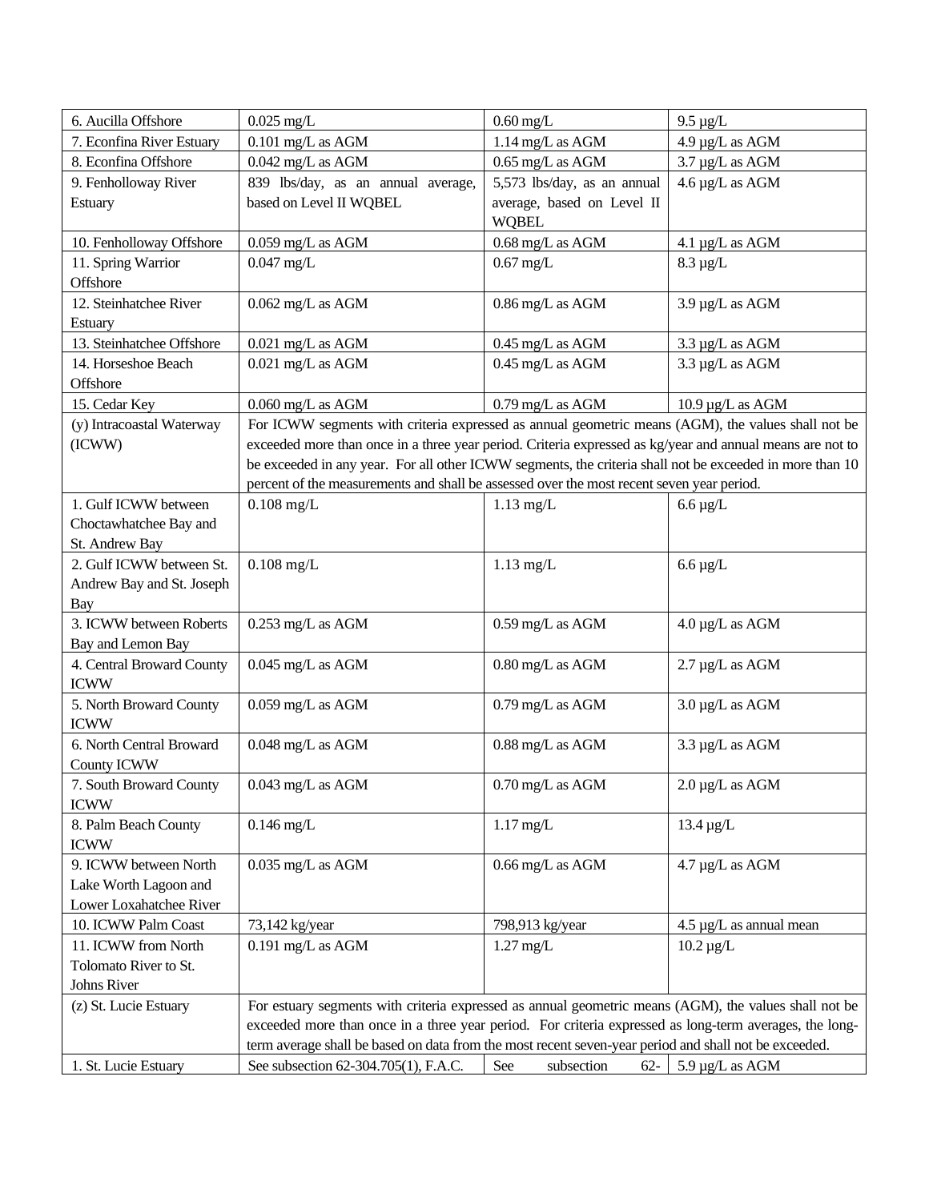| | | | |
|---|---|---|---|
| 6. Aucilla Offshore | 0.025 mg/L | 0.60 mg/L | 9.5 µg/L |
| 7. Econfina River Estuary | 0.101 mg/L as AGM | 1.14 mg/L as AGM | 4.9 µg/L as AGM |
| 8. Econfina Offshore | 0.042 mg/L as AGM | 0.65 mg/L as AGM | 3.7 µg/L as AGM |
| 9. Fenholloway River Estuary | 839 lbs/day, as an annual average, based on Level II WQBEL | 5,573 lbs/day, as an annual average, based on Level II WQBEL | 4.6 µg/L as AGM |
| 10. Fenholloway Offshore | 0.059 mg/L as AGM | 0.68 mg/L as AGM | 4.1 µg/L as AGM |
| 11. Spring Warrior Offshore | 0.047 mg/L | 0.67 mg/L | 8.3 µg/L |
| 12. Steinhatchee River Estuary | 0.062 mg/L as AGM | 0.86 mg/L as AGM | 3.9 µg/L as AGM |
| 13. Steinhatchee Offshore | 0.021 mg/L as AGM | 0.45 mg/L as AGM | 3.3 µg/L as AGM |
| 14. Horseshoe Beach Offshore | 0.021 mg/L as AGM | 0.45 mg/L as AGM | 3.3 µg/L as AGM |
| 15. Cedar Key | 0.060 mg/L as AGM | 0.79 mg/L as AGM | 10.9 µg/L as AGM |
| (y) Intracoastal Waterway (ICWW) | For ICWW segments with criteria expressed as annual geometric means (AGM), the values shall not be exceeded more than once in a three year period. Criteria expressed as kg/year and annual means are not to be exceeded in any year. For all other ICWW segments, the criteria shall not be exceeded in more than 10 percent of the measurements and shall be assessed over the most recent seven year period. | | |
| 1. Gulf ICWW between Choctawhatchee Bay and St. Andrew Bay | 0.108 mg/L | 1.13 mg/L | 6.6 µg/L |
| 2. Gulf ICWW between St. Andrew Bay and St. Joseph Bay | 0.108 mg/L | 1.13 mg/L | 6.6 µg/L |
| 3. ICWW between Roberts Bay and Lemon Bay | 0.253 mg/L as AGM | 0.59 mg/L as AGM | 4.0 µg/L as AGM |
| 4. Central Broward County ICWW | 0.045 mg/L as AGM | 0.80 mg/L as AGM | 2.7 µg/L as AGM |
| 5. North Broward County ICWW | 0.059 mg/L as AGM | 0.79 mg/L as AGM | 3.0 µg/L as AGM |
| 6. North Central Broward County ICWW | 0.048 mg/L as AGM | 0.88 mg/L as AGM | 3.3 µg/L as AGM |
| 7. South Broward County ICWW | 0.043 mg/L as AGM | 0.70 mg/L as AGM | 2.0 µg/L as AGM |
| 8. Palm Beach County ICWW | 0.146 mg/L | 1.17 mg/L | 13.4 µg/L |
| 9. ICWW between North Lake Worth Lagoon and Lower Loxahatchee River | 0.035 mg/L as AGM | 0.66 mg/L as AGM | 4.7 µg/L as AGM |
| 10. ICWW Palm Coast | 73,142 kg/year | 798,913 kg/year | 4.5 µg/L as annual mean |
| 11. ICWW from North Tolomato River to St. Johns River | 0.191 mg/L as AGM | 1.27 mg/L | 10.2 µg/L |
| (z) St. Lucie Estuary | For estuary segments with criteria expressed as annual geometric means (AGM), the values shall not be exceeded more than once in a three year period. For criteria expressed as long-term averages, the long-term average shall be based on data from the most recent seven-year period and shall not be exceeded. | | |
| 1. St. Lucie Estuary | See subsection 62-304.705(1), F.A.C. | See subsection 62- | 5.9 µg/L as AGM |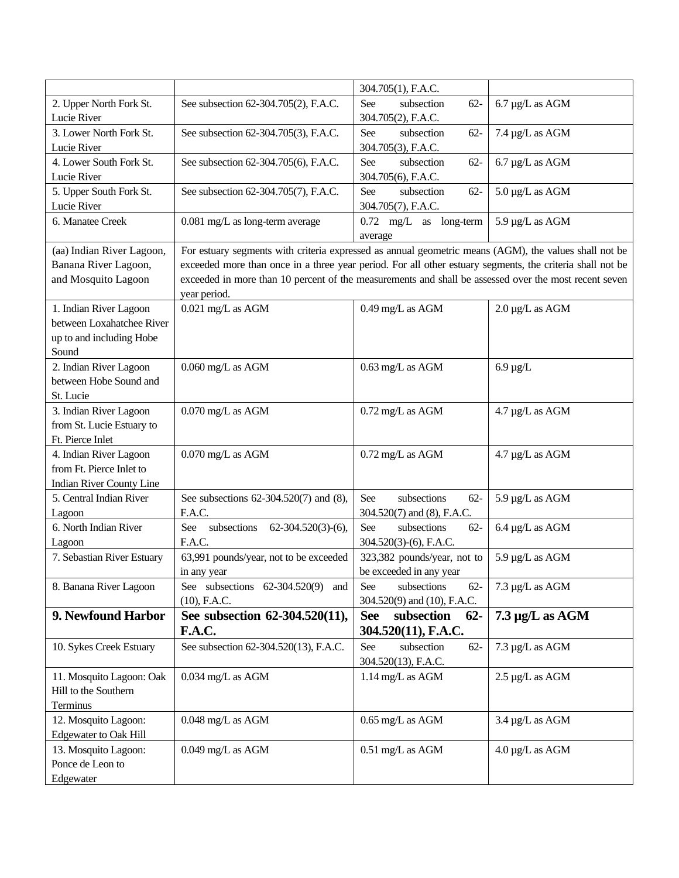| | | | |
|---|---|---|---|
| | | 304.705(1), F.A.C. | |
| 2. Upper North Fork St. Lucie River | See subsection 62-304.705(2), F.A.C. | See subsection 62-304.705(2), F.A.C. | 6.7 μg/L as AGM |
| 3. Lower North Fork St. Lucie River | See subsection 62-304.705(3), F.A.C. | See subsection 62-304.705(3), F.A.C. | 7.4 μg/L as AGM |
| 4. Lower South Fork St. Lucie River | See subsection 62-304.705(6), F.A.C. | See subsection 62-304.705(6), F.A.C. | 6.7 μg/L as AGM |
| 5. Upper South Fork St. Lucie River | See subsection 62-304.705(7), F.A.C. | See subsection 62-304.705(7), F.A.C. | 5.0 μg/L as AGM |
| 6. Manatee Creek | 0.081 mg/L as long-term average | 0.72 mg/L as long-term average | 5.9 μg/L as AGM |
| (aa) Indian River Lagoon, Banana River Lagoon, and Mosquito Lagoon | For estuary segments with criteria expressed as annual geometric means (AGM), the values shall not be exceeded more than once in a three year period. For all other estuary segments, the criteria shall not be exceeded in more than 10 percent of the measurements and shall be assessed over the most recent seven year period. | | |
| 1. Indian River Lagoon between Loxahatchee River up to and including Hobe Sound | 0.021 mg/L as AGM | 0.49 mg/L as AGM | 2.0 μg/L as AGM |
| 2. Indian River Lagoon between Hobe Sound and St. Lucie | 0.060 mg/L as AGM | 0.63 mg/L as AGM | 6.9 μg/L |
| 3. Indian River Lagoon from St. Lucie Estuary to Ft. Pierce Inlet | 0.070 mg/L as AGM | 0.72 mg/L as AGM | 4.7 μg/L as AGM |
| 4. Indian River Lagoon from Ft. Pierce Inlet to Indian River County Line | 0.070 mg/L as AGM | 0.72 mg/L as AGM | 4.7 μg/L as AGM |
| 5. Central Indian River Lagoon | See subsections 62-304.520(7) and (8), F.A.C. | See subsections 62-304.520(7) and (8), F.A.C. | 5.9 μg/L as AGM |
| 6. North Indian River Lagoon | See subsections 62-304.520(3)-(6), F.A.C. | See subsections 62-304.520(3)-(6), F.A.C. | 6.4 μg/L as AGM |
| 7. Sebastian River Estuary | 63,991 pounds/year, not to be exceeded in any year | 323,382 pounds/year, not to be exceeded in any year | 5.9 μg/L as AGM |
| 8. Banana River Lagoon | See subsections 62-304.520(9) and (10), F.A.C. | See subsections 62-304.520(9) and (10), F.A.C. | 7.3 μg/L as AGM |
| **9. Newfound Harbor** | **See subsection 62-304.520(11), F.A.C.** | **See subsection 62-304.520(11), F.A.C.** | **7.3 μg/L as AGM** |
| 10. Sykes Creek Estuary | See subsection 62-304.520(13), F.A.C. | See subsection 62-304.520(13), F.A.C. | 7.3 μg/L as AGM |
| 11. Mosquito Lagoon: Oak Hill to the Southern Terminus | 0.034 mg/L as AGM | 1.14 mg/L as AGM | 2.5 μg/L as AGM |
| 12. Mosquito Lagoon: Edgewater to Oak Hill | 0.048 mg/L as AGM | 0.65 mg/L as AGM | 3.4 μg/L as AGM |
| 13. Mosquito Lagoon: Ponce de Leon to Edgewater | 0.049 mg/L as AGM | 0.51 mg/L as AGM | 4.0 μg/L as AGM |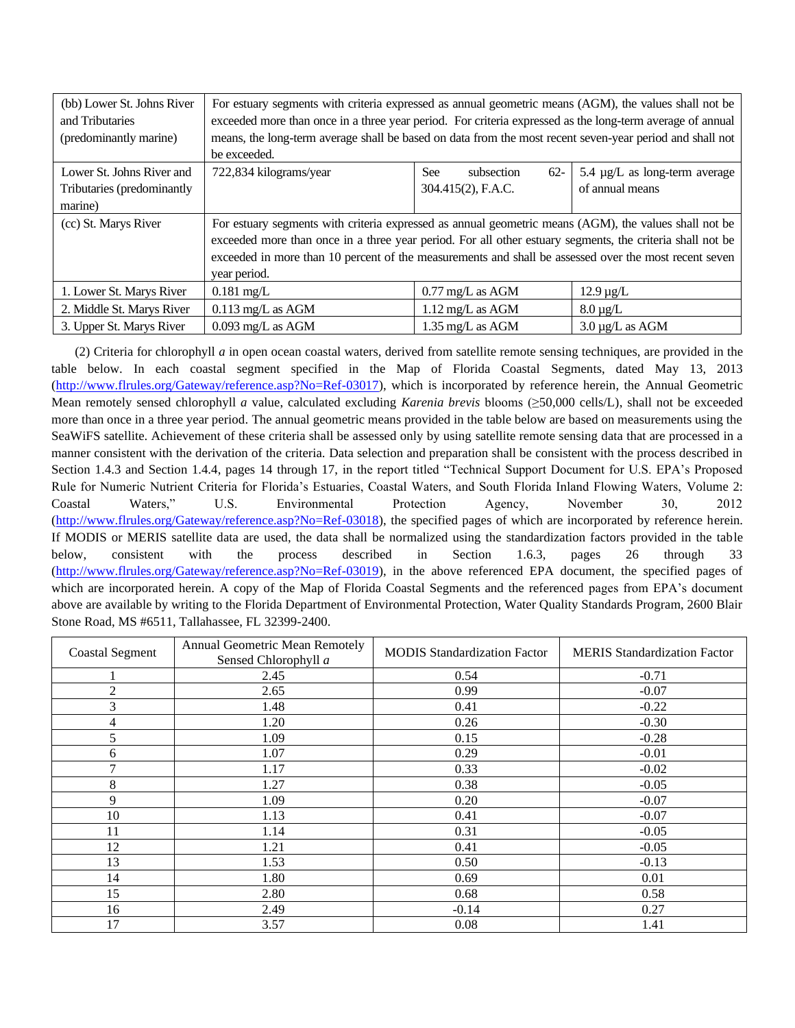| (bb) Lower St. Johns River and Tributaries (predominantly marine) | For estuary segments with criteria expressed as annual geometric means (AGM), the values shall not be exceeded more than once in a three year period. For criteria expressed as the long-term average of annual means, the long-term average shall be based on data from the most recent seven-year period and shall not be exceeded. | | |
|---|---|---|---|
| Lower St. Johns River and Tributaries (predominantly marine) | 722,834 kilograms/year | See subsection 62-304.415(2), F.A.C. | 5.4 μg/L as long-term average of annual means |
| (cc) St. Marys River | For estuary segments with criteria expressed as annual geometric means (AGM), the values shall not be exceeded more than once in a three year period. For all other estuary segments, the criteria shall not be exceeded in more than 10 percent of the measurements and shall be assessed over the most recent seven year period. | | |
| 1. Lower St. Marys River | 0.181 mg/L | 0.77 mg/L as AGM | 12.9 μg/L |
| 2. Middle St. Marys River | 0.113 mg/L as AGM | 1.12 mg/L as AGM | 8.0 μg/L |
| 3. Upper St. Marys River | 0.093 mg/L as AGM | 1.35 mg/L as AGM | 3.0 μg/L as AGM |

(2) Criteria for chlorophyll *a* in open ocean coastal waters, derived from satellite remote sensing techniques, are provided in the table below. In each coastal segment specified in the Map of Florida Coastal Segments, dated May 13, 2013 (http://www.flrules.org/Gateway/reference.asp?No=Ref-03017), which is incorporated by reference herein, the Annual Geometric Mean remotely sensed chlorophyll *a* value, calculated excluding *Karenia brevis* blooms (≥50,000 cells/L), shall not be exceeded more than once in a three year period. The annual geometric means provided in the table below are based on measurements using the SeaWiFS satellite. Achievement of these criteria shall be assessed only by using satellite remote sensing data that are processed in a manner consistent with the derivation of the criteria. Data selection and preparation shall be consistent with the process described in Section 1.4.3 and Section 1.4.4, pages 14 through 17, in the report titled "Technical Support Document for U.S. EPA's Proposed Rule for Numeric Nutrient Criteria for Florida's Estuaries, Coastal Waters, and South Florida Inland Flowing Waters, Volume 2: Coastal Waters," U.S. Environmental Protection Agency, November 30, 2012 (http://www.flrules.org/Gateway/reference.asp?No=Ref-03018), the specified pages of which are incorporated by reference herein. If MODIS or MERIS satellite data are used, the data shall be normalized using the standardization factors provided in the table below, consistent with the process described in Section 1.6.3, pages 26 through 33 (http://www.flrules.org/Gateway/reference.asp?No=Ref-03019), in the above referenced EPA document, the specified pages of which are incorporated herein. A copy of the Map of Florida Coastal Segments and the referenced pages from EPA's document above are available by writing to the Florida Department of Environmental Protection, Water Quality Standards Program, 2600 Blair Stone Road, MS #6511, Tallahassee, FL 32399-2400.

| Coastal Segment | Annual Geometric Mean Remotely Sensed Chlorophyll *a* | MODIS Standardization Factor | MERIS Standardization Factor |
|---|---|---|---|
| 1 | 2.45 | 0.54 | -0.71 |
| 2 | 2.65 | 0.99 | -0.07 |
| 3 | 1.48 | 0.41 | -0.22 |
| 4 | 1.20 | 0.26 | -0.30 |
| 5 | 1.09 | 0.15 | -0.28 |
| 6 | 1.07 | 0.29 | -0.01 |
| 7 | 1.17 | 0.33 | -0.02 |
| 8 | 1.27 | 0.38 | -0.05 |
| 9 | 1.09 | 0.20 | -0.07 |
| 10 | 1.13 | 0.41 | -0.07 |
| 11 | 1.14 | 0.31 | -0.05 |
| 12 | 1.21 | 0.41 | -0.05 |
| 13 | 1.53 | 0.50 | -0.13 |
| 14 | 1.80 | 0.69 | 0.01 |
| 15 | 2.80 | 0.68 | 0.58 |
| 16 | 2.49 | -0.14 | 0.27 |
| 17 | 3.57 | 0.08 | 1.41 |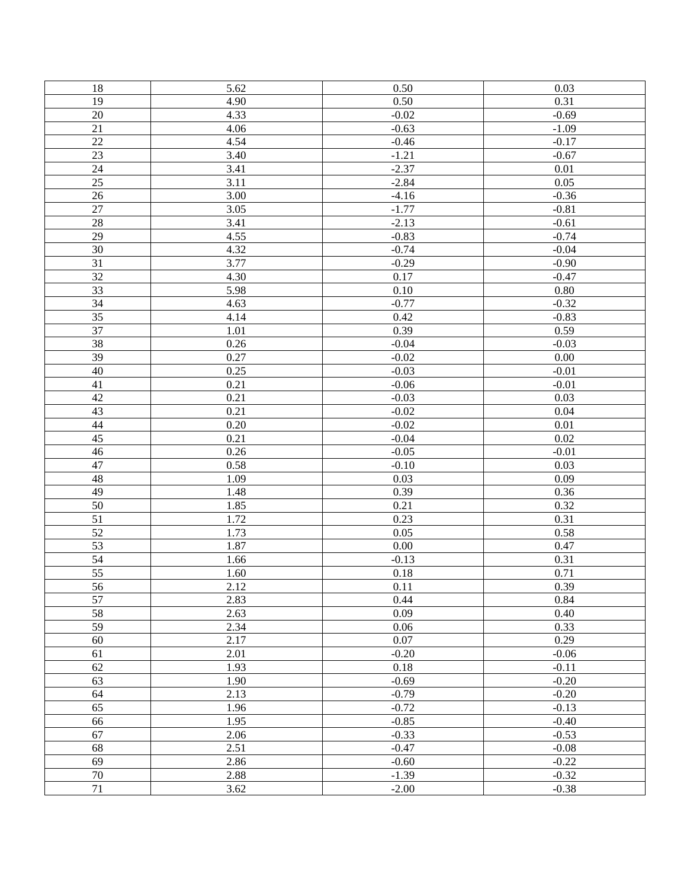| 18 | 5.62 | 0.50 | 0.03 |
|---|---|---|---|
| 19 | 4.90 | 0.50 | 0.31 |
| 20 | 4.33 | -0.02 | -0.69 |
| 21 | 4.06 | -0.63 | -1.09 |
| 22 | 4.54 | -0.46 | -0.17 |
| 23 | 3.40 | -1.21 | -0.67 |
| 24 | 3.41 | -2.37 | 0.01 |
| 25 | 3.11 | -2.84 | 0.05 |
| 26 | 3.00 | -4.16 | -0.36 |
| 27 | 3.05 | -1.77 | -0.81 |
| 28 | 3.41 | -2.13 | -0.61 |
| 29 | 4.55 | -0.83 | -0.74 |
| 30 | 4.32 | -0.74 | -0.04 |
| 31 | 3.77 | -0.29 | -0.90 |
| 32 | 4.30 | 0.17 | -0.47 |
| 33 | 5.98 | 0.10 | 0.80 |
| 34 | 4.63 | -0.77 | -0.32 |
| 35 | 4.14 | 0.42 | -0.83 |
| 37 | 1.01 | 0.39 | 0.59 |
| 38 | 0.26 | -0.04 | -0.03 |
| 39 | 0.27 | -0.02 | 0.00 |
| 40 | 0.25 | -0.03 | -0.01 |
| 41 | 0.21 | -0.06 | -0.01 |
| 42 | 0.21 | -0.03 | 0.03 |
| 43 | 0.21 | -0.02 | 0.04 |
| 44 | 0.20 | -0.02 | 0.01 |
| 45 | 0.21 | -0.04 | 0.02 |
| 46 | 0.26 | -0.05 | -0.01 |
| 47 | 0.58 | -0.10 | 0.03 |
| 48 | 1.09 | 0.03 | 0.09 |
| 49 | 1.48 | 0.39 | 0.36 |
| 50 | 1.85 | 0.21 | 0.32 |
| 51 | 1.72 | 0.23 | 0.31 |
| 52 | 1.73 | 0.05 | 0.58 |
| 53 | 1.87 | 0.00 | 0.47 |
| 54 | 1.66 | -0.13 | 0.31 |
| 55 | 1.60 | 0.18 | 0.71 |
| 56 | 2.12 | 0.11 | 0.39 |
| 57 | 2.83 | 0.44 | 0.84 |
| 58 | 2.63 | 0.09 | 0.40 |
| 59 | 2.34 | 0.06 | 0.33 |
| 60 | 2.17 | 0.07 | 0.29 |
| 61 | 2.01 | -0.20 | -0.06 |
| 62 | 1.93 | 0.18 | -0.11 |
| 63 | 1.90 | -0.69 | -0.20 |
| 64 | 2.13 | -0.79 | -0.20 |
| 65 | 1.96 | -0.72 | -0.13 |
| 66 | 1.95 | -0.85 | -0.40 |
| 67 | 2.06 | -0.33 | -0.53 |
| 68 | 2.51 | -0.47 | -0.08 |
| 69 | 2.86 | -0.60 | -0.22 |
| 70 | 2.88 | -1.39 | -0.32 |
| 71 | 3.62 | -2.00 | -0.38 |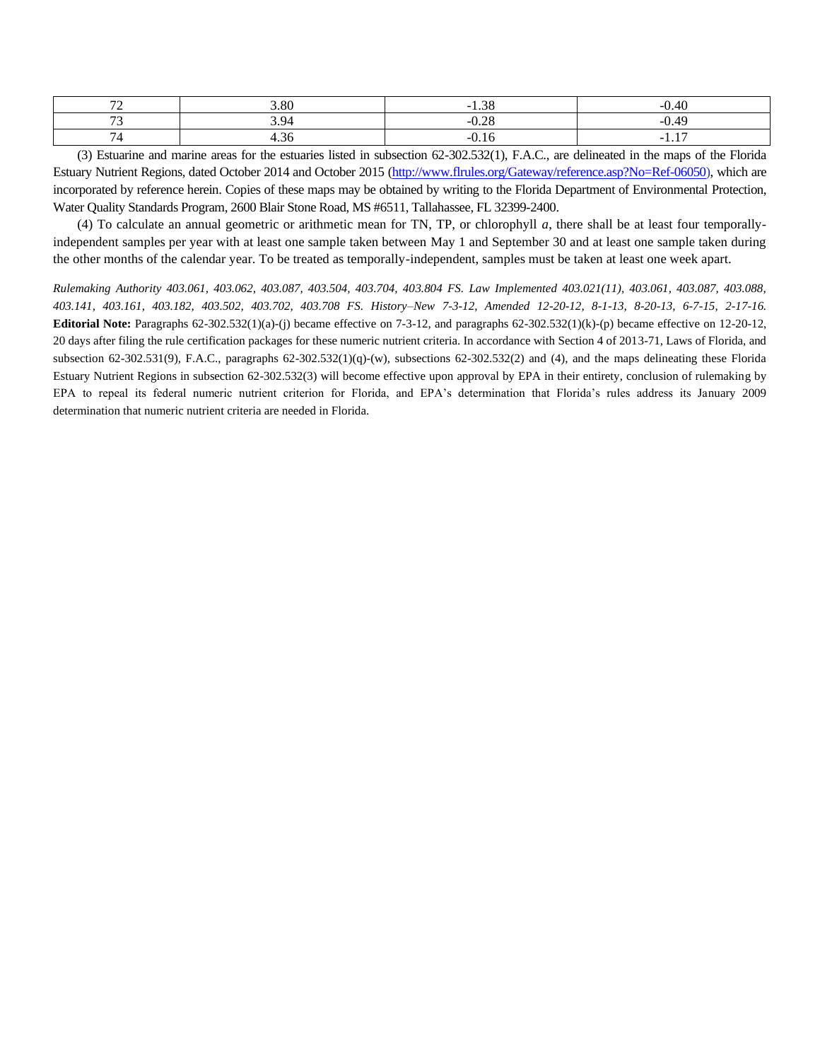| | | | |
|---|---|---|---|
| 72 | 3.80 | -1.38 | -0.40 |
| 73 | 3.94 | -0.28 | -0.49 |
| 74 | 4.36 | -0.16 | -1.17 |

(3) Estuarine and marine areas for the estuaries listed in subsection 62-302.532(1), F.A.C., are delineated in the maps of the Florida Estuary Nutrient Regions, dated October 2014 and October 2015 (http://www.flrules.org/Gateway/reference.asp?No=Ref-06050), which are incorporated by reference herein. Copies of these maps may be obtained by writing to the Florida Department of Environmental Protection, Water Quality Standards Program, 2600 Blair Stone Road, MS #6511, Tallahassee, FL 32399-2400.

(4) To calculate an annual geometric or arithmetic mean for TN, TP, or chlorophyll *a*, there shall be at least four temporally-independent samples per year with at least one sample taken between May 1 and September 30 and at least one sample taken during the other months of the calendar year. To be treated as temporally-independent, samples must be taken at least one week apart.

*Rulemaking Authority 403.061, 403.062, 403.087, 403.504, 403.704, 403.804 FS. Law Implemented 403.021(11), 403.061, 403.087, 403.088, 403.141, 403.161, 403.182, 403.502, 403.702, 403.708 FS. History–New 7-3-12, Amended 12-20-12, 8-1-13, 8-20-13, 6-7-15, 2-17-16.*
**Editorial Note:** Paragraphs 62-302.532(1)(a)-(j) became effective on 7-3-12, and paragraphs 62-302.532(1)(k)-(p) became effective on 12-20-12, 20 days after filing the rule certification packages for these numeric nutrient criteria. In accordance with Section 4 of 2013-71, Laws of Florida, and subsection 62-302.531(9), F.A.C., paragraphs 62-302.532(1)(q)-(w), subsections 62-302.532(2) and (4), and the maps delineating these Florida Estuary Nutrient Regions in subsection 62-302.532(3) will become effective upon approval by EPA in their entirety, conclusion of rulemaking by EPA to repeal its federal numeric nutrient criterion for Florida, and EPA's determination that Florida's rules address its January 2009 determination that numeric nutrient criteria are needed in Florida.